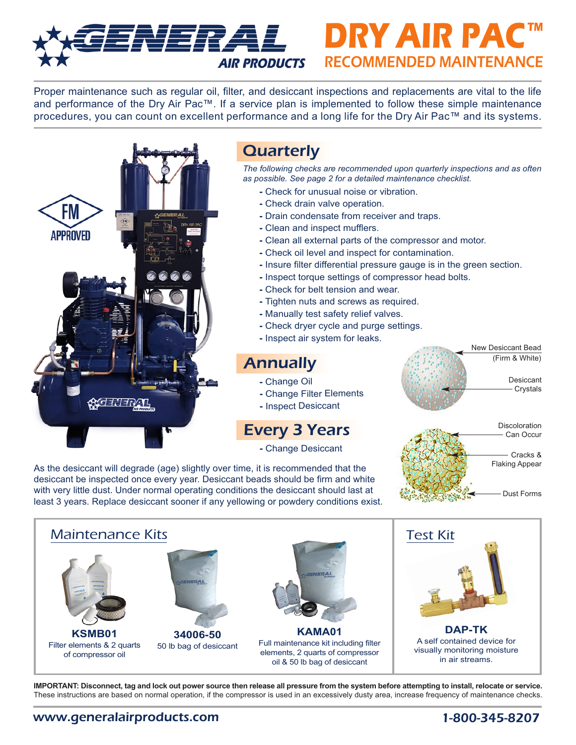# DRY AIR PAC™ RECOMMENDED MAINTENANCE

GENERAL AIR PRODUCTS

Proper maintenance such as regular oil, filter, and desiccant inspections and replacements are vital to the life and performance of the Dry Air Pac™. If a service plan is implemented to follow these simple maintenance procedures, you can count on excellent performance and a long life for the Dry Air Pac™ and its systems.

FM APPROVED

## Quarterly

*The following checks are recommended upon quarterly inspections and as often as possible. See page 2 for a detailed maintenance checklist.*

- Check for unusual noise or vibration.
- Check drain valve operation.
- Drain condensate from receiver and traps.
- Clean and inspect mufflers.
- Clean all external parts of the compressor and motor.
- Check oil level and inspect for contamination.
- Insure filter differential pressure gauge is in the green section.
- Inspect torque settings of compressor head bolts.
- Check for belt tension and wear.
- Tighten nuts and screws as required.
- Manually test safety relief valves.
- Check dryer cycle and purge settings.
- Inspect air system for leaks.

## Annually

- Change Oil
- Change Filter Elements
- Inspect Desiccant

## Every 3 Years

- Change Desiccant

New Desiccant Bead (Firm & White)

Desiccant Crystals

Discoloration Can Occur

Cracks & Flaking Appear

Dust Forms

As the desiccant will degrade (age) slightly over time, it is recommended that the desiccant be inspected once every year. Desiccant beads should be firm and white with very little dust. Under normal operating conditions the desiccant should last at least 3 years. Replace desiccant sooner if any yellowing or powdery conditions exist.

## Maintenance Kits

**KSMB01**
Filter elements & 2 quarts of compressor oil

**34006-50**
50 lb bag of desiccant

**KAMA01**
Full maintenance kit including filter elements, 2 quarts of compressor oil & 50 lb bag of desiccant

## Test Kit

**DAP-TK**
A self contained device for visually monitoring moisture in air streams.

**IMPORTANT: Disconnect, tag and lock out power source then release all pressure from the system before attempting to install, relocate or service.** These instructions are based on normal operation, if the compressor is used in an excessively dusty area, increase frequency of maintenance checks.

www.generalairproducts.com

1-800-345-8207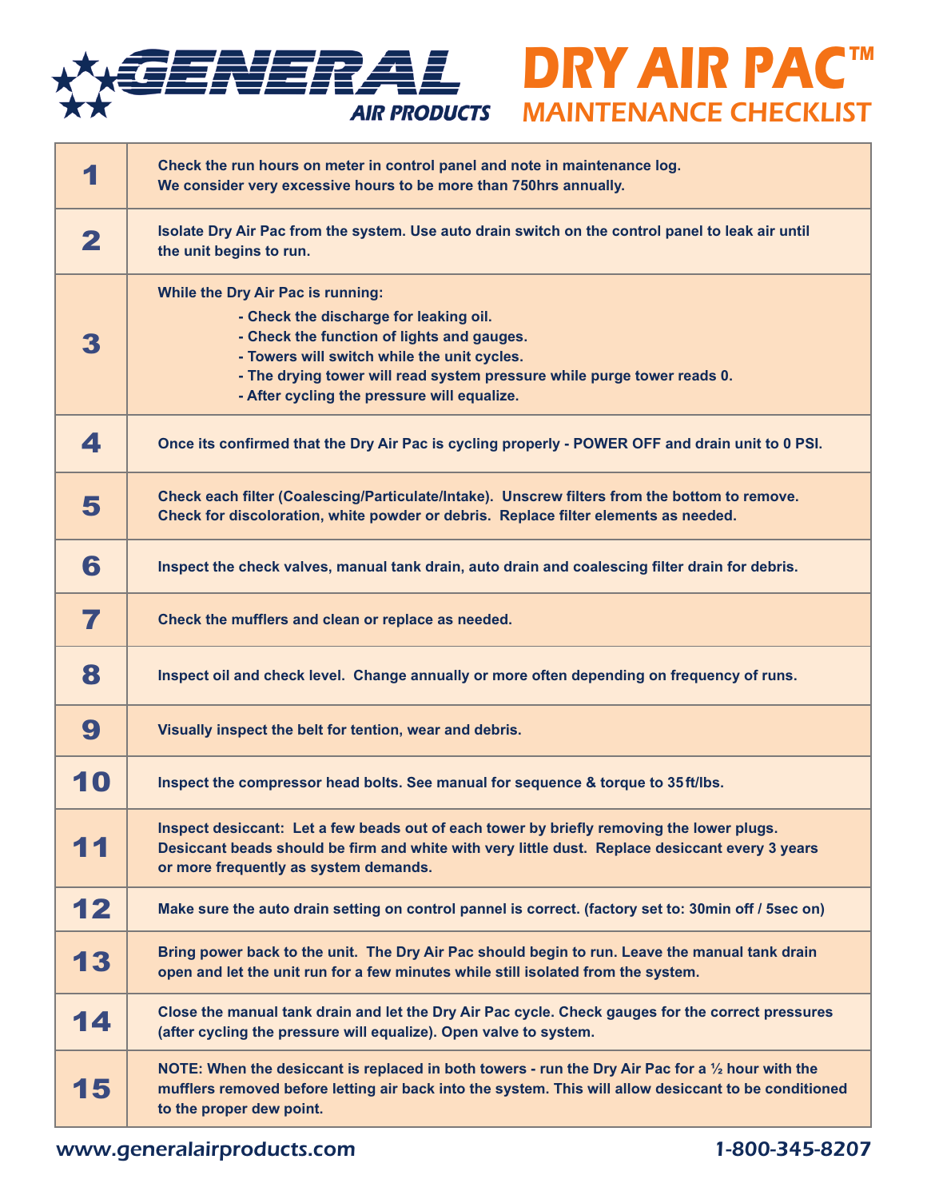# GENERAL AIR PRODUCTS

# DRY AIR PAC™ MAINTENANCE CHECKLIST

| | |
|---|---|
| **1** | **Check the run hours on meter in control panel and note in maintenance log. We consider very excessive hours to be more than 750hrs annually.** |
| **2** | **Isolate Dry Air Pac from the system. Use auto drain switch on the control panel to leak air until the unit begins to run.** |
| **3** | **While the Dry Air Pac is running:**<br>**- Check the discharge for leaking oil.**<br>**- Check the function of lights and gauges.**<br>**- Towers will switch while the unit cycles.**<br>**- The drying tower will read system pressure while purge tower reads 0.**<br>**- After cycling the pressure will equalize.** |
| **4** | **Once its confirmed that the Dry Air Pac is cycling properly - POWER OFF and drain unit to 0 PSI.** |
| **5** | **Check each filter (Coalescing/Particulate/Intake). Unscrew filters from the bottom to remove. Check for discoloration, white powder or debris. Replace filter elements as needed.** |
| **6** | **Inspect the check valves, manual tank drain, auto drain and coalescing filter drain for debris.** |
| **7** | **Check the mufflers and clean or replace as needed.** |
| **8** | **Inspect oil and check level. Change annually or more often depending on frequency of runs.** |
| **9** | **Visually inspect the belt for tention, wear and debris.** |
| **10** | **Inspect the compressor head bolts. See manual for sequence & torque to 35ft/lbs.** |
| **11** | **Inspect desiccant: Let a few beads out of each tower by briefly removing the lower plugs. Desiccant beads should be firm and white with very little dust. Replace desiccant every 3 years or more frequently as system demands.** |
| **12** | **Make sure the auto drain setting on control pannel is correct. (factory set to: 30min off / 5sec on)** |
| **13** | **Bring power back to the unit. The Dry Air Pac should begin to run. Leave the manual tank drain open and let the unit run for a few minutes while still isolated from the system.** |
| **14** | **Close the manual tank drain and let the Dry Air Pac cycle. Check gauges for the correct pressures (after cycling the pressure will equalize). Open valve to system.** |
| **15** | **NOTE: When the desiccant is replaced in both towers - run the Dry Air Pac for a ½ hour with the mufflers removed before letting air back into the system. This will allow desiccant to be conditioned to the proper dew point.** |

www.generalairproducts.com

1-800-345-8207